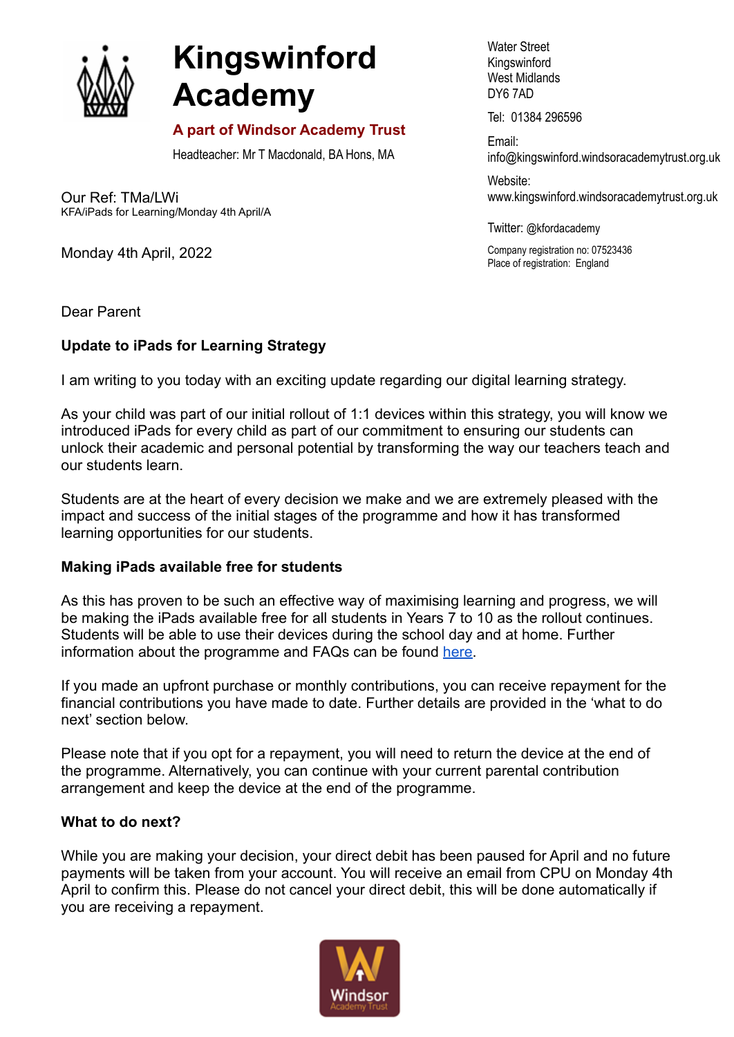# Kingswinford Academy

**A part of Windsor Academy Trust**

Headteacher: Mr T Macdonald, BA Hons, MA

Water Street
Kingswinford
West Midlands
DY6 7AD

Tel: 01384 296596

Email:
info@kingswinford.windsoracademytrust.org.uk

Website:
www.kingswinford.windsoracademytrust.org.uk

Twitter: @kfordacademy

Company registration no: 07523436
Place of registration: England

Our Ref: TMa/LWi
KFA/iPads for Learning/Monday 4th April/A

Monday 4th April, 2022

Dear Parent

**Update to iPads for Learning Strategy**

I am writing to you today with an exciting update regarding our digital learning strategy.

As your child was part of our initial rollout of 1:1 devices within this strategy, you will know we introduced iPads for every child as part of our commitment to ensuring our students can unlock their academic and personal potential by transforming the way our teachers teach and our students learn.

Students are at the heart of every decision we make and we are extremely pleased with the impact and success of the initial stages of the programme and how it has transformed learning opportunities for our students.

**Making iPads available free for students**

As this has proven to be such an effective way of maximising learning and progress, we will be making the iPads available free for all students in Years 7 to 10 as the rollout continues. Students will be able to use their devices during the school day and at home. Further information about the programme and FAQs can be found here.

If you made an upfront purchase or monthly contributions, you can receive repayment for the financial contributions you have made to date. Further details are provided in the 'what to do next' section below.

Please note that if you opt for a repayment, you will need to return the device at the end of the programme. Alternatively, you can continue with your current parental contribution arrangement and keep the device at the end of the programme.

**What to do next?**

While you are making your decision, your direct debit has been paused for April and no future payments will be taken from your account. You will receive an email from CPU on Monday 4th April to confirm this. Please do not cancel your direct debit, this will be done automatically if you are receiving a repayment.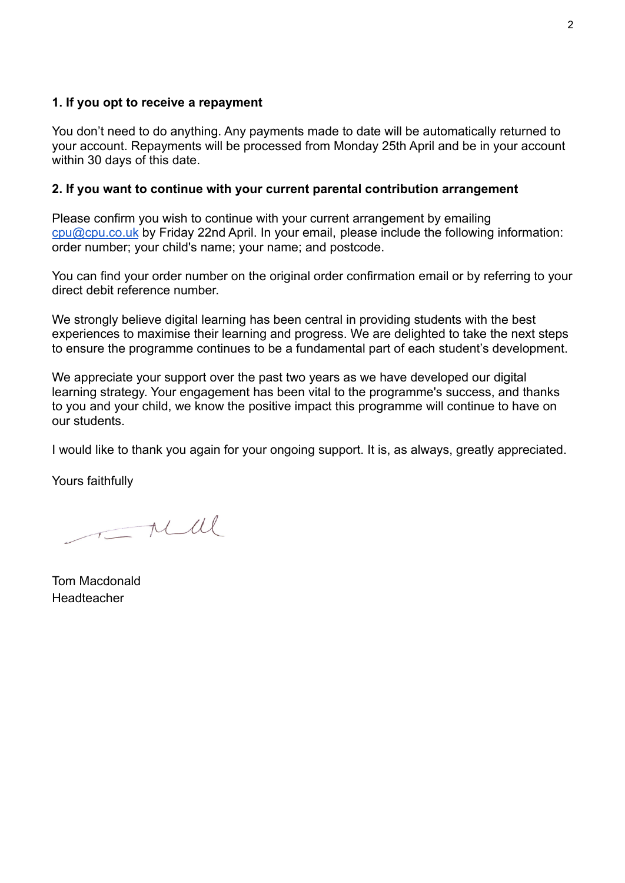**1. If you opt to receive a repayment**

You don't need to do anything. Any payments made to date will be automatically returned to your account. Repayments will be processed from Monday 25th April and be in your account within 30 days of this date.

**2. If you want to continue with your current parental contribution arrangement**

Please confirm you wish to continue with your current arrangement by emailing [cpu@cpu.co.uk](mailto:cpu@cpu.co.uk) by Friday 22nd April. In your email, please include the following information: order number; your child's name; your name; and postcode.

You can find your order number on the original order confirmation email or by referring to your direct debit reference number.

We strongly believe digital learning has been central in providing students with the best experiences to maximise their learning and progress. We are delighted to take the next steps to ensure the programme continues to be a fundamental part of each student's development.

We appreciate your support over the past two years as we have developed our digital learning strategy. Your engagement has been vital to the programme's success, and thanks to you and your child, we know the positive impact this programme will continue to have on our students.

I would like to thank you again for your ongoing support. It is, as always, greatly appreciated.

Yours faithfully

Tom Macdonald
Headteacher